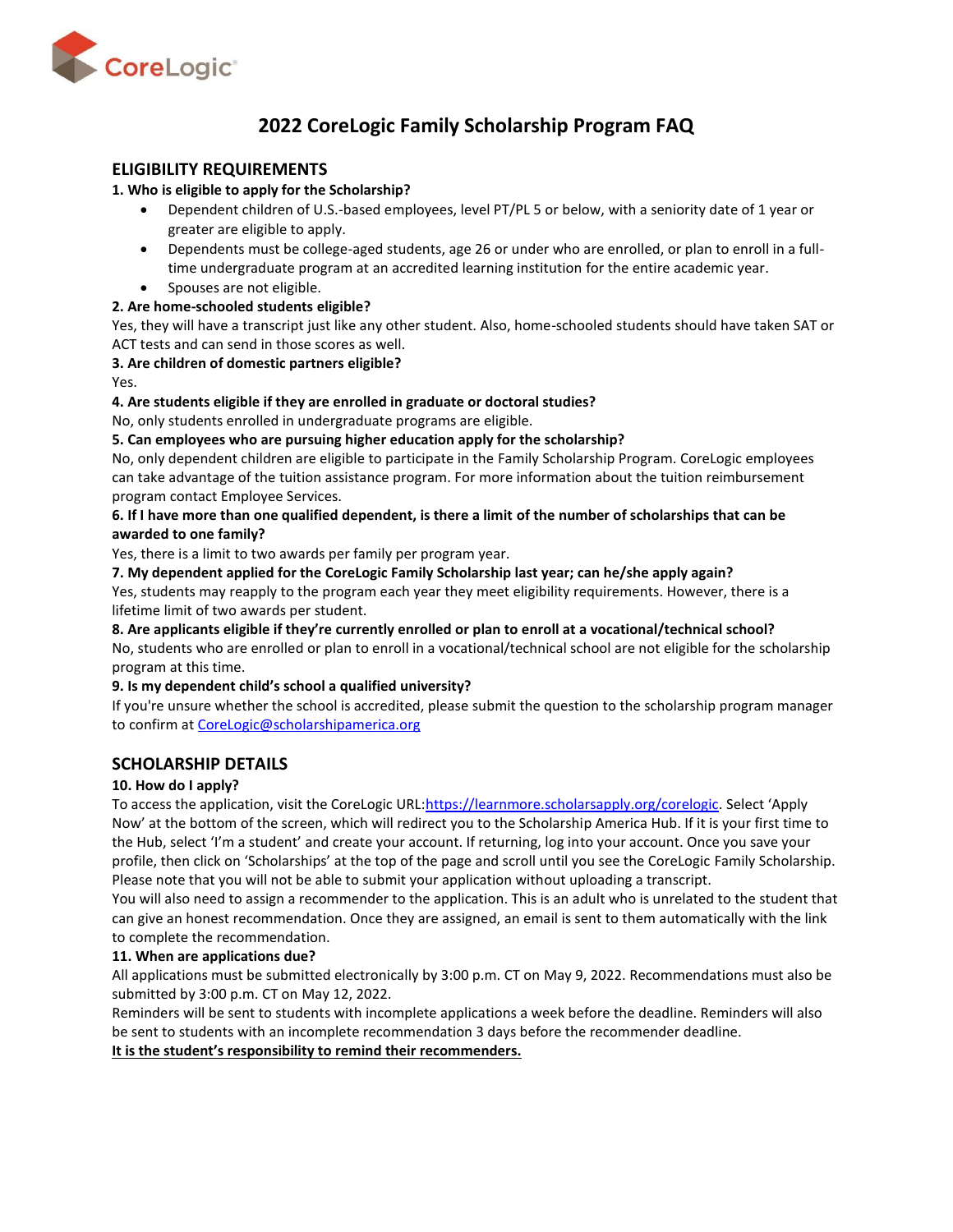# 2022 CoreLogic Family Scholarship Program FAQ

## ELIGIBILITY REQUIREMENTS

**1. Who is eligible to apply for the Scholarship?**

- Dependent children of U.S.-based employees, level PT/PL 5 or below, with a seniority date of 1 year or greater are eligible to apply.
- Dependents must be college-aged students, age 26 or under who are enrolled, or plan to enroll in a full-time undergraduate program at an accredited learning institution for the entire academic year.
- Spouses are not eligible.

**2. Are home-schooled students eligible?**

Yes, they will have a transcript just like any other student. Also, home-schooled students should have taken SAT or ACT tests and can send in those scores as well.

**3. Are children of domestic partners eligible?**

Yes.

**4. Are students eligible if they are enrolled in graduate or doctoral studies?**

No, only students enrolled in undergraduate programs are eligible.

**5. Can employees who are pursuing higher education apply for the scholarship?**

No, only dependent children are eligible to participate in the Family Scholarship Program. CoreLogic employees can take advantage of the tuition assistance program. For more information about the tuition reimbursement program contact Employee Services.

**6. If I have more than one qualified dependent, is there a limit of the number of scholarships that can be awarded to one family?**

Yes, there is a limit to two awards per family per program year.

**7. My dependent applied for the CoreLogic Family Scholarship last year; can he/she apply again?**

Yes, students may reapply to the program each year they meet eligibility requirements. However, there is a lifetime limit of two awards per student.

**8. Are applicants eligible if they're currently enrolled or plan to enroll at a vocational/technical school?**

No, students who are enrolled or plan to enroll in a vocational/technical school are not eligible for the scholarship program at this time.

**9. Is my dependent child's school a qualified university?**

If you're unsure whether the school is accredited, please submit the question to the scholarship program manager to confirm at CoreLogic@scholarshipamerica.org

## SCHOLARSHIP DETAILS

**10. How do I apply?**

To access the application, visit the CoreLogic URL:https://learnmore.scholarsapply.org/corelogic. Select 'Apply Now' at the bottom of the screen, which will redirect you to the Scholarship America Hub. If it is your first time to the Hub, select 'I'm a student' and create your account. If returning, log into your account. Once you save your profile, then click on 'Scholarships' at the top of the page and scroll until you see the CoreLogic Family Scholarship. Please note that you will not be able to submit your application without uploading a transcript.

You will also need to assign a recommender to the application. This is an adult who is unrelated to the student that can give an honest recommendation. Once they are assigned, an email is sent to them automatically with the link to complete the recommendation.

**11. When are applications due?**

All applications must be submitted electronically by 3:00 p.m. CT on May 9, 2022. Recommendations must also be submitted by 3:00 p.m. CT on May 12, 2022.

Reminders will be sent to students with incomplete applications a week before the deadline. Reminders will also be sent to students with an incomplete recommendation 3 days before the recommender deadline.

**It is the student's responsibility to remind their recommenders.**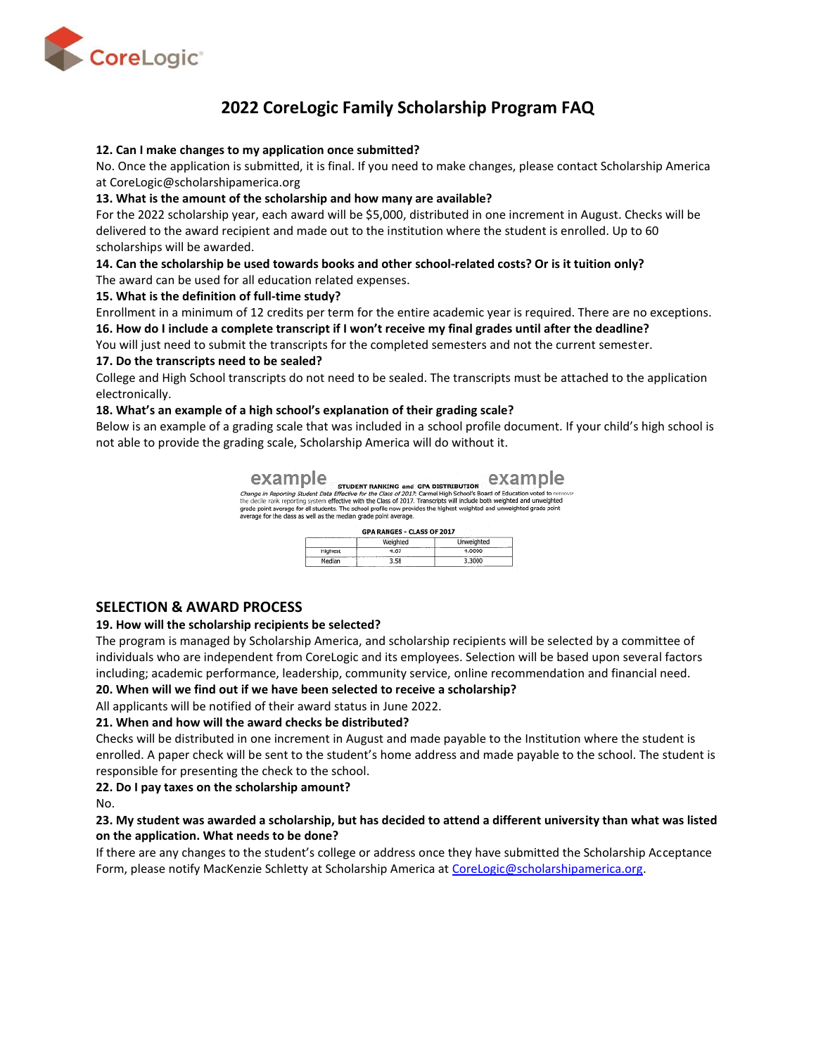# 2022 CoreLogic Family Scholarship Program FAQ

**12. Can I make changes to my application once submitted?**
No. Once the application is submitted, it is final. If you need to make changes, please contact Scholarship America at CoreLogic@scholarshipamerica.org

**13. What is the amount of the scholarship and how many are available?**
For the 2022 scholarship year, each award will be $5,000, distributed in one increment in August. Checks will be delivered to the award recipient and made out to the institution where the student is enrolled. Up to 60 scholarships will be awarded.

**14. Can the scholarship be used towards books and other school-related costs? Or is it tuition only?**
The award can be used for all education related expenses.

**15. What is the definition of full-time study?**
Enrollment in a minimum of 12 credits per term for the entire academic year is required. There are no exceptions.

**16. How do I include a complete transcript if I won't receive my final grades until after the deadline?**
You will just need to submit the transcripts for the completed semesters and not the current semester.

**17. Do the transcripts need to be sealed?**
College and High School transcripts do not need to be sealed. The transcripts must be attached to the application electronically.

**18. What's an example of a high school's explanation of their grading scale?**
Below is an example of a grading scale that was included in a school profile document. If your child's high school is not able to provide the grading scale, Scholarship America will do without it.

example **STUDENT RANKING and GPA DISTRIBUTION** example

*Change in Reporting Student Data Effective for the Class of 2017:* Carmel High School's Board of Education voted to remove the decile rank reporting system effective with the Class of 2017. Transcripts will include both weighted and unweighted grade point average for all students. The school profile now provides the highest weighted and unweighted grade point average for the class as well as the median grade point average.

**GPA RANGES - CLASS OF 2017**

| | Weighted | Unweighted |
|---|---|---|
| Highest | 4.67 | 4.0000 |
| Median | 3.58 | 3.3000 |

## SELECTION & AWARD PROCESS

**19. How will the scholarship recipients be selected?**
The program is managed by Scholarship America, and scholarship recipients will be selected by a committee of individuals who are independent from CoreLogic and its employees. Selection will be based upon several factors including; academic performance, leadership, community service, online recommendation and financial need.

**20. When will we find out if we have been selected to receive a scholarship?**
All applicants will be notified of their award status in June 2022.

**21. When and how will the award checks be distributed?**
Checks will be distributed in one increment in August and made payable to the Institution where the student is enrolled. A paper check will be sent to the student's home address and made payable to the school. The student is responsible for presenting the check to the school.

**22. Do I pay taxes on the scholarship amount?**
No.

**23. My student was awarded a scholarship, but has decided to attend a different university than what was listed on the application. What needs to be done?**
If there are any changes to the student's college or address once they have submitted the Scholarship Acceptance Form, please notify MacKenzie Schletty at Scholarship America at CoreLogic@scholarshipamerica.org.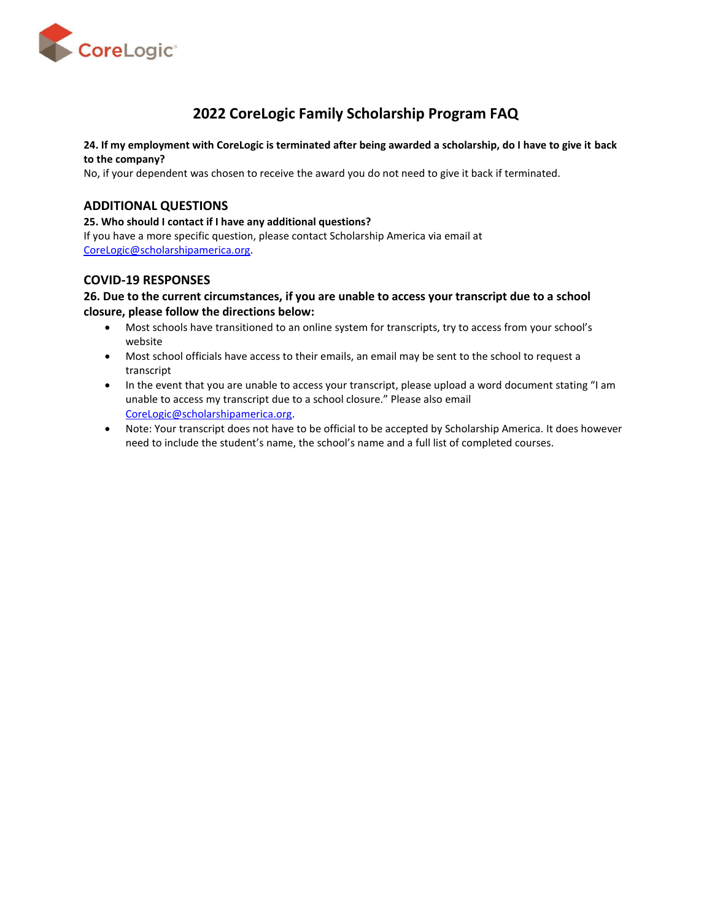# 2022 CoreLogic Family Scholarship Program FAQ

**24. If my employment with CoreLogic is terminated after being awarded a scholarship, do I have to give it back to the company?**
No, if your dependent was chosen to receive the award you do not need to give it back if terminated.

## ADDITIONAL QUESTIONS

**25. Who should I contact if I have any additional questions?**
If you have a more specific question, please contact Scholarship America via email at CoreLogic@scholarshipamerica.org.

## COVID-19 RESPONSES

**26. Due to the current circumstances, if you are unable to access your transcript due to a school closure, please follow the directions below:**

- Most schools have transitioned to an online system for transcripts, try to access from your school's website
- Most school officials have access to their emails, an email may be sent to the school to request a transcript
- In the event that you are unable to access your transcript, please upload a word document stating "I am unable to access my transcript due to a school closure." Please also email CoreLogic@scholarshipamerica.org.
- Note: Your transcript does not have to be official to be accepted by Scholarship America. It does however need to include the student's name, the school's name and a full list of completed courses.